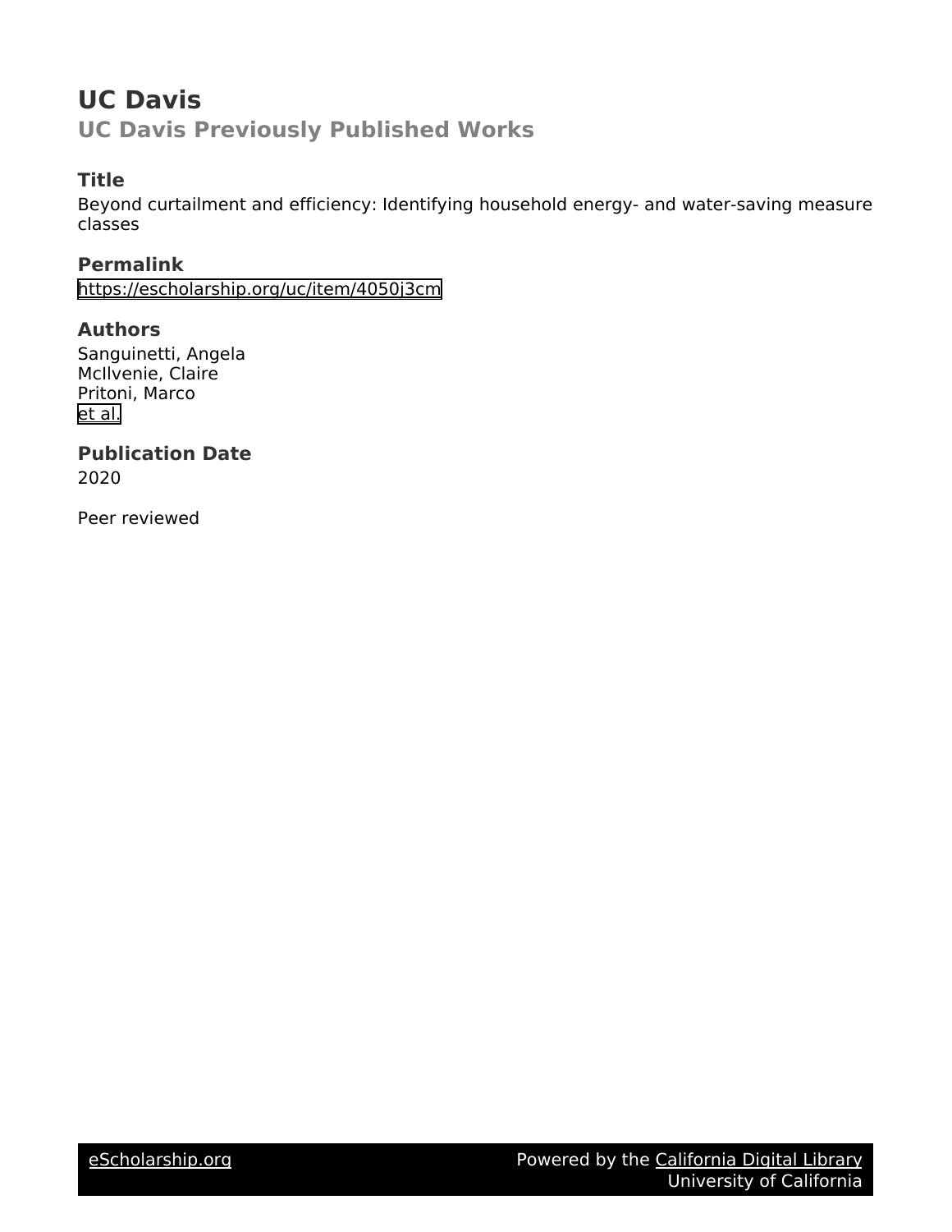# UC Davis

## UC Davis Previously Published Works

### Title

Beyond curtailment and efficiency: Identifying household energy- and water-saving measure classes

### Permalink

https://escholarship.org/uc/item/4050j3cm

### Authors

Sanguinetti, Angela
McIlvenie, Claire
Pritoni, Marco
et al.

### Publication Date

2020

Peer reviewed

eScholarship.org Powered by the California Digital Library
University of California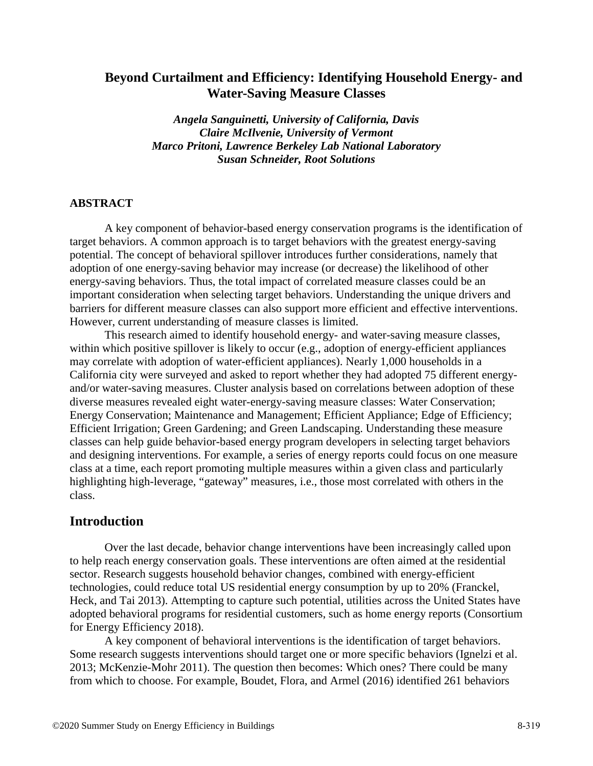# Beyond Curtailment and Efficiency: Identifying Household Energy- and Water-Saving Measure Classes

*Angela Sanguinetti, University of California, Davis*
*Claire McIlvenie, University of Vermont*
*Marco Pritoni, Lawrence Berkeley Lab National Laboratory*
*Susan Schneider, Root Solutions*

## ABSTRACT

A key component of behavior-based energy conservation programs is the identification of target behaviors. A common approach is to target behaviors with the greatest energy-saving potential. The concept of behavioral spillover introduces further considerations, namely that adoption of one energy-saving behavior may increase (or decrease) the likelihood of other energy-saving behaviors. Thus, the total impact of correlated measure classes could be an important consideration when selecting target behaviors. Understanding the unique drivers and barriers for different measure classes can also support more efficient and effective interventions. However, current understanding of measure classes is limited.

This research aimed to identify household energy- and water-saving measure classes, within which positive spillover is likely to occur (e.g., adoption of energy-efficient appliances may correlate with adoption of water-efficient appliances). Nearly 1,000 households in a California city were surveyed and asked to report whether they had adopted 75 different energy- and/or water-saving measures. Cluster analysis based on correlations between adoption of these diverse measures revealed eight water-energy-saving measure classes: Water Conservation; Energy Conservation; Maintenance and Management; Efficient Appliance; Edge of Efficiency; Efficient Irrigation; Green Gardening; and Green Landscaping. Understanding these measure classes can help guide behavior-based energy program developers in selecting target behaviors and designing interventions. For example, a series of energy reports could focus on one measure class at a time, each report promoting multiple measures within a given class and particularly highlighting high-leverage, "gateway" measures, i.e., those most correlated with others in the class.

## Introduction

Over the last decade, behavior change interventions have been increasingly called upon to help reach energy conservation goals. These interventions are often aimed at the residential sector. Research suggests household behavior changes, combined with energy-efficient technologies, could reduce total US residential energy consumption by up to 20% (Franckel, Heck, and Tai 2013). Attempting to capture such potential, utilities across the United States have adopted behavioral programs for residential customers, such as home energy reports (Consortium for Energy Efficiency 2018).

A key component of behavioral interventions is the identification of target behaviors. Some research suggests interventions should target one or more specific behaviors (Ignelzi et al. 2013; McKenzie-Mohr 2011). The question then becomes: Which ones? There could be many from which to choose. For example, Boudet, Flora, and Armel (2016) identified 261 behaviors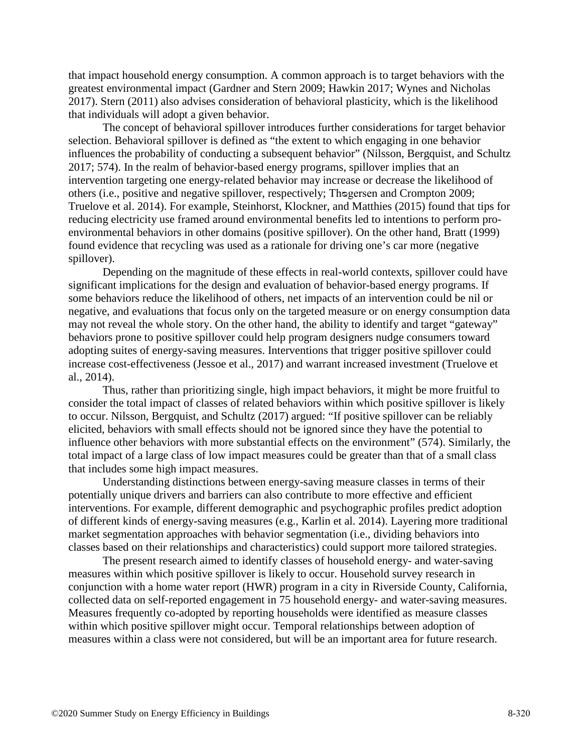that impact household energy consumption. A common approach is to target behaviors with the greatest environmental impact (Gardner and Stern 2009; Hawkin 2017; Wynes and Nicholas 2017). Stern (2011) also advises consideration of behavioral plasticity, which is the likelihood that individuals will adopt a given behavior.

The concept of behavioral spillover introduces further considerations for target behavior selection. Behavioral spillover is defined as "the extent to which engaging in one behavior influences the probability of conducting a subsequent behavior" (Nilsson, Bergquist, and Schultz 2017; 574). In the realm of behavior-based energy programs, spillover implies that an intervention targeting one energy-related behavior may increase or decrease the likelihood of others (i.e., positive and negative spillover, respectively; Thøgersen and Crompton 2009; Truelove et al. 2014). For example, Steinhorst, Klockner, and Matthies (2015) found that tips for reducing electricity use framed around environmental benefits led to intentions to perform pro-environmental behaviors in other domains (positive spillover). On the other hand, Bratt (1999) found evidence that recycling was used as a rationale for driving one's car more (negative spillover).

Depending on the magnitude of these effects in real-world contexts, spillover could have significant implications for the design and evaluation of behavior-based energy programs. If some behaviors reduce the likelihood of others, net impacts of an intervention could be nil or negative, and evaluations that focus only on the targeted measure or on energy consumption data may not reveal the whole story. On the other hand, the ability to identify and target "gateway" behaviors prone to positive spillover could help program designers nudge consumers toward adopting suites of energy-saving measures. Interventions that trigger positive spillover could increase cost-effectiveness (Jessoe et al., 2017) and warrant increased investment (Truelove et al., 2014).

Thus, rather than prioritizing single, high impact behaviors, it might be more fruitful to consider the total impact of classes of related behaviors within which positive spillover is likely to occur. Nilsson, Bergquist, and Schultz (2017) argued: "If positive spillover can be reliably elicited, behaviors with small effects should not be ignored since they have the potential to influence other behaviors with more substantial effects on the environment" (574). Similarly, the total impact of a large class of low impact measures could be greater than that of a small class that includes some high impact measures.

Understanding distinctions between energy-saving measure classes in terms of their potentially unique drivers and barriers can also contribute to more effective and efficient interventions. For example, different demographic and psychographic profiles predict adoption of different kinds of energy-saving measures (e.g., Karlin et al. 2014). Layering more traditional market segmentation approaches with behavior segmentation (i.e., dividing behaviors into classes based on their relationships and characteristics) could support more tailored strategies.

The present research aimed to identify classes of household energy- and water-saving measures within which positive spillover is likely to occur. Household survey research in conjunction with a home water report (HWR) program in a city in Riverside County, California, collected data on self-reported engagement in 75 household energy- and water-saving measures. Measures frequently co-adopted by reporting households were identified as measure classes within which positive spillover might occur. Temporal relationships between adoption of measures within a class were not considered, but will be an important area for future research.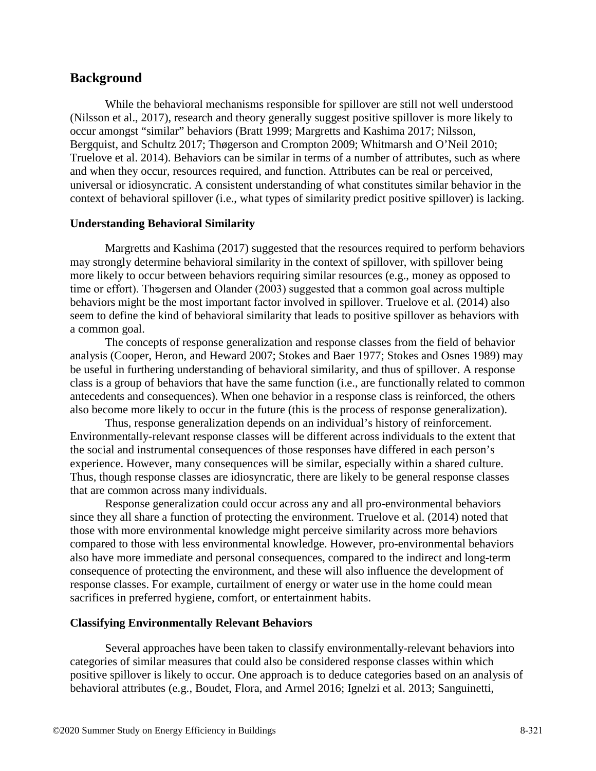## Background

While the behavioral mechanisms responsible for spillover are still not well understood (Nilsson et al., 2017), research and theory generally suggest positive spillover is more likely to occur amongst "similar" behaviors (Bratt 1999; Margretts and Kashima 2017; Nilsson, Bergquist, and Schultz 2017; Thøgerson and Crompton 2009; Whitmarsh and O'Neil 2010; Truelove et al. 2014). Behaviors can be similar in terms of a number of attributes, such as where and when they occur, resources required, and function. Attributes can be real or perceived, universal or idiosyncratic. A consistent understanding of what constitutes similar behavior in the context of behavioral spillover (i.e., what types of similarity predict positive spillover) is lacking.

### Understanding Behavioral Similarity

Margretts and Kashima (2017) suggested that the resources required to perform behaviors may strongly determine behavioral similarity in the context of spillover, with spillover being more likely to occur between behaviors requiring similar resources (e.g., money as opposed to time or effort). Thøgersen and Olander (2003) suggested that a common goal across multiple behaviors might be the most important factor involved in spillover. Truelove et al. (2014) also seem to define the kind of behavioral similarity that leads to positive spillover as behaviors with a common goal.

The concepts of response generalization and response classes from the field of behavior analysis (Cooper, Heron, and Heward 2007; Stokes and Baer 1977; Stokes and Osnes 1989) may be useful in furthering understanding of behavioral similarity, and thus of spillover. A response class is a group of behaviors that have the same function (i.e., are functionally related to common antecedents and consequences). When one behavior in a response class is reinforced, the others also become more likely to occur in the future (this is the process of response generalization).

Thus, response generalization depends on an individual's history of reinforcement. Environmentally-relevant response classes will be different across individuals to the extent that the social and instrumental consequences of those responses have differed in each person's experience. However, many consequences will be similar, especially within a shared culture. Thus, though response classes are idiosyncratic, there are likely to be general response classes that are common across many individuals.

Response generalization could occur across any and all pro-environmental behaviors since they all share a function of protecting the environment. Truelove et al. (2014) noted that those with more environmental knowledge might perceive similarity across more behaviors compared to those with less environmental knowledge. However, pro-environmental behaviors also have more immediate and personal consequences, compared to the indirect and long-term consequence of protecting the environment, and these will also influence the development of response classes. For example, curtailment of energy or water use in the home could mean sacrifices in preferred hygiene, comfort, or entertainment habits.

### Classifying Environmentally Relevant Behaviors

Several approaches have been taken to classify environmentally-relevant behaviors into categories of similar measures that could also be considered response classes within which positive spillover is likely to occur. One approach is to deduce categories based on an analysis of behavioral attributes (e.g., Boudet, Flora, and Armel 2016; Ignelzi et al. 2013; Sanguinetti,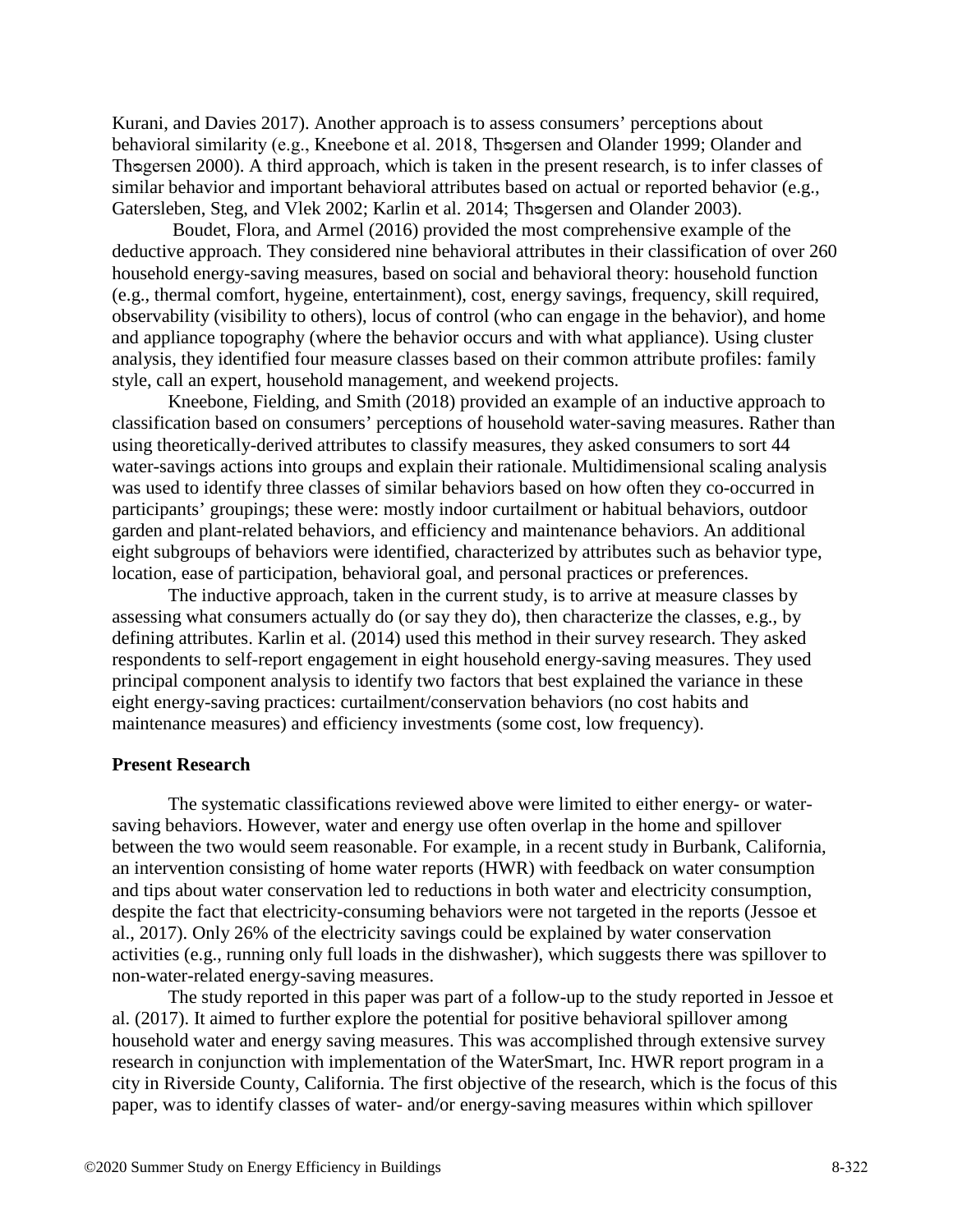Kurani, and Davies 2017). Another approach is to assess consumers' perceptions about behavioral similarity (e.g., Kneebone et al. 2018, Thøgersen and Olander 1999; Olander and Thøgersen 2000). A third approach, which is taken in the present research, is to infer classes of similar behavior and important behavioral attributes based on actual or reported behavior (e.g., Gatersleben, Steg, and Vlek 2002; Karlin et al. 2014; Thøgersen and Olander 2003).

Boudet, Flora, and Armel (2016) provided the most comprehensive example of the deductive approach. They considered nine behavioral attributes in their classification of over 260 household energy-saving measures, based on social and behavioral theory: household function (e.g., thermal comfort, hygeine, entertainment), cost, energy savings, frequency, skill required, observability (visibility to others), locus of control (who can engage in the behavior), and home and appliance topography (where the behavior occurs and with what appliance). Using cluster analysis, they identified four measure classes based on their common attribute profiles: family style, call an expert, household management, and weekend projects.

Kneebone, Fielding, and Smith (2018) provided an example of an inductive approach to classification based on consumers' perceptions of household water-saving measures. Rather than using theoretically-derived attributes to classify measures, they asked consumers to sort 44 water-savings actions into groups and explain their rationale. Multidimensional scaling analysis was used to identify three classes of similar behaviors based on how often they co-occurred in participants' groupings; these were: mostly indoor curtailment or habitual behaviors, outdoor garden and plant-related behaviors, and efficiency and maintenance behaviors. An additional eight subgroups of behaviors were identified, characterized by attributes such as behavior type, location, ease of participation, behavioral goal, and personal practices or preferences.

The inductive approach, taken in the current study, is to arrive at measure classes by assessing what consumers actually do (or say they do), then characterize the classes, e.g., by defining attributes. Karlin et al. (2014) used this method in their survey research. They asked respondents to self-report engagement in eight household energy-saving measures. They used principal component analysis to identify two factors that best explained the variance in these eight energy-saving practices: curtailment/conservation behaviors (no cost habits and maintenance measures) and efficiency investments (some cost, low frequency).

### Present Research

The systematic classifications reviewed above were limited to either energy- or water-saving behaviors. However, water and energy use often overlap in the home and spillover between the two would seem reasonable. For example, in a recent study in Burbank, California, an intervention consisting of home water reports (HWR) with feedback on water consumption and tips about water conservation led to reductions in both water and electricity consumption, despite the fact that electricity-consuming behaviors were not targeted in the reports (Jessoe et al., 2017). Only 26% of the electricity savings could be explained by water conservation activities (e.g., running only full loads in the dishwasher), which suggests there was spillover to non-water-related energy-saving measures.

The study reported in this paper was part of a follow-up to the study reported in Jessoe et al. (2017). It aimed to further explore the potential for positive behavioral spillover among household water and energy saving measures. This was accomplished through extensive survey research in conjunction with implementation of the WaterSmart, Inc. HWR report program in a city in Riverside County, California. The first objective of the research, which is the focus of this paper, was to identify classes of water- and/or energy-saving measures within which spillover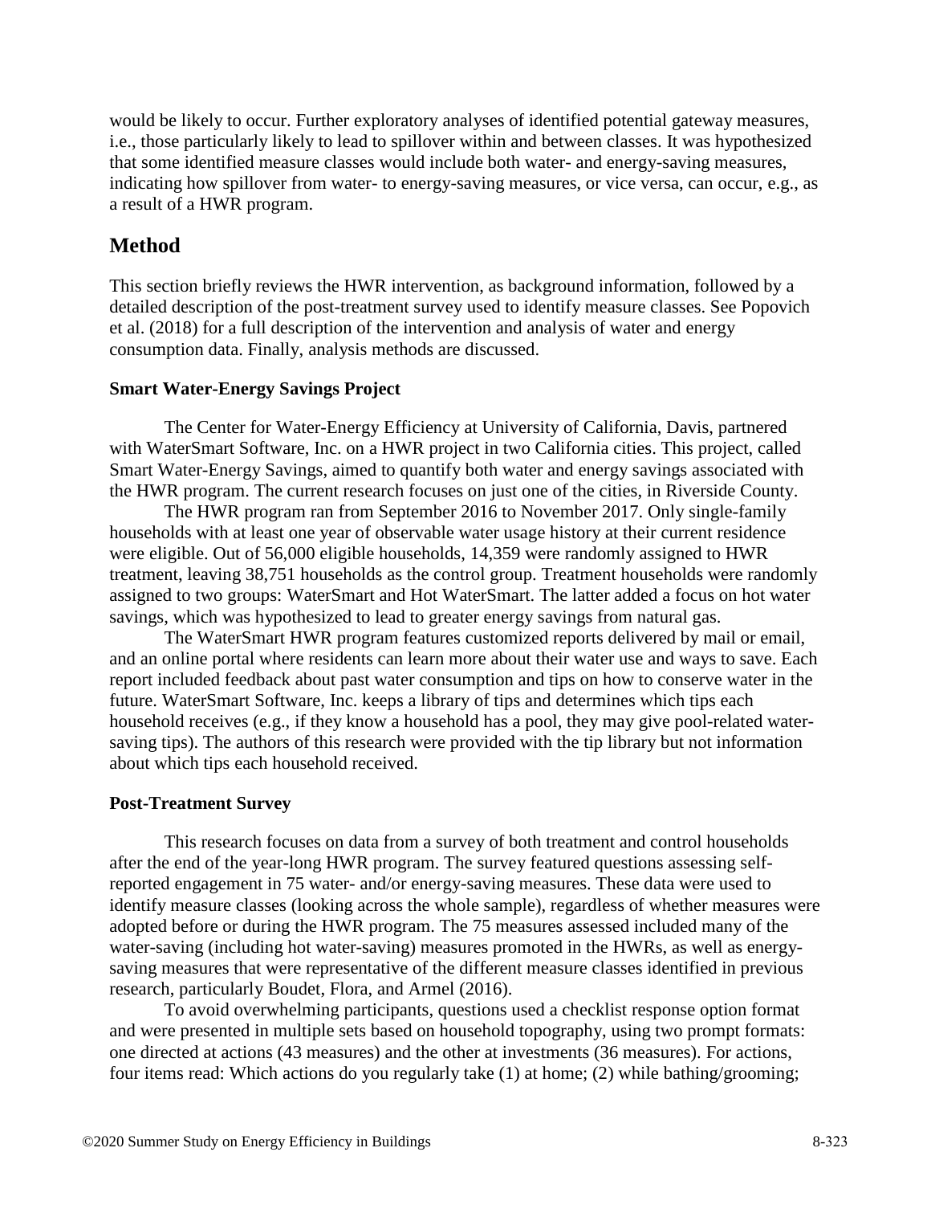would be likely to occur. Further exploratory analyses of identified potential gateway measures, i.e., those particularly likely to lead to spillover within and between classes. It was hypothesized that some identified measure classes would include both water- and energy-saving measures, indicating how spillover from water- to energy-saving measures, or vice versa, can occur, e.g., as a result of a HWR program.

## Method

This section briefly reviews the HWR intervention, as background information, followed by a detailed description of the post-treatment survey used to identify measure classes. See Popovich et al. (2018) for a full description of the intervention and analysis of water and energy consumption data. Finally, analysis methods are discussed.

### Smart Water-Energy Savings Project

The Center for Water-Energy Efficiency at University of California, Davis, partnered with WaterSmart Software, Inc. on a HWR project in two California cities. This project, called Smart Water-Energy Savings, aimed to quantify both water and energy savings associated with the HWR program. The current research focuses on just one of the cities, in Riverside County.

The HWR program ran from September 2016 to November 2017. Only single-family households with at least one year of observable water usage history at their current residence were eligible. Out of 56,000 eligible households, 14,359 were randomly assigned to HWR treatment, leaving 38,751 households as the control group. Treatment households were randomly assigned to two groups: WaterSmart and Hot WaterSmart. The latter added a focus on hot water savings, which was hypothesized to lead to greater energy savings from natural gas.

The WaterSmart HWR program features customized reports delivered by mail or email, and an online portal where residents can learn more about their water use and ways to save. Each report included feedback about past water consumption and tips on how to conserve water in the future. WaterSmart Software, Inc. keeps a library of tips and determines which tips each household receives (e.g., if they know a household has a pool, they may give pool-related water-saving tips). The authors of this research were provided with the tip library but not information about which tips each household received.

### Post-Treatment Survey

This research focuses on data from a survey of both treatment and control households after the end of the year-long HWR program. The survey featured questions assessing self-reported engagement in 75 water- and/or energy-saving measures. These data were used to identify measure classes (looking across the whole sample), regardless of whether measures were adopted before or during the HWR program. The 75 measures assessed included many of the water-saving (including hot water-saving) measures promoted in the HWRs, as well as energy-saving measures that were representative of the different measure classes identified in previous research, particularly Boudet, Flora, and Armel (2016).

To avoid overwhelming participants, questions used a checklist response option format and were presented in multiple sets based on household topography, using two prompt formats: one directed at actions (43 measures) and the other at investments (36 measures). For actions, four items read: Which actions do you regularly take (1) at home; (2) while bathing/grooming;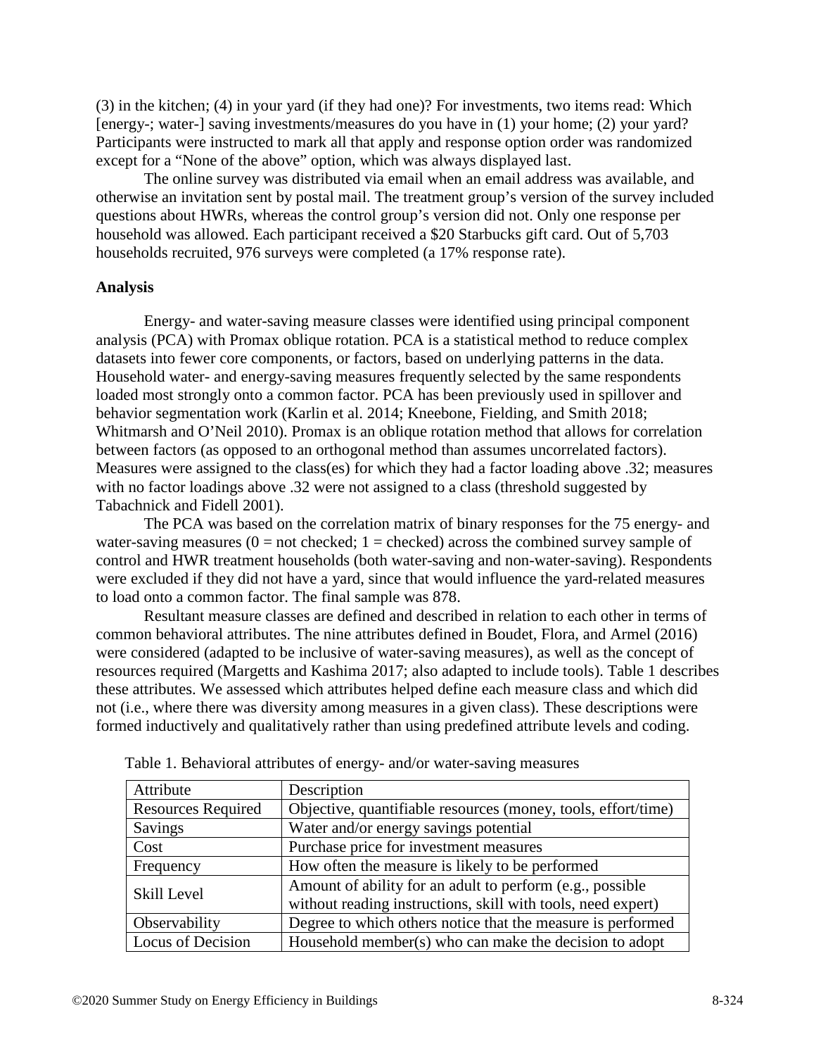(3) in the kitchen; (4) in your yard (if they had one)? For investments, two items read: Which [energy-; water-] saving investments/measures do you have in (1) your home; (2) your yard? Participants were instructed to mark all that apply and response option order was randomized except for a "None of the above" option, which was always displayed last.

The online survey was distributed via email when an email address was available, and otherwise an invitation sent by postal mail. The treatment group's version of the survey included questions about HWRs, whereas the control group's version did not. Only one response per household was allowed. Each participant received a $20 Starbucks gift card. Out of 5,703 households recruited, 976 surveys were completed (a 17% response rate).

## Analysis

Energy- and water-saving measure classes were identified using principal component analysis (PCA) with Promax oblique rotation. PCA is a statistical method to reduce complex datasets into fewer core components, or factors, based on underlying patterns in the data. Household water- and energy-saving measures frequently selected by the same respondents loaded most strongly onto a common factor. PCA has been previously used in spillover and behavior segmentation work (Karlin et al. 2014; Kneebone, Fielding, and Smith 2018; Whitmarsh and O'Neil 2010). Promax is an oblique rotation method that allows for correlation between factors (as opposed to an orthogonal method than assumes uncorrelated factors). Measures were assigned to the class(es) for which they had a factor loading above .32; measures with no factor loadings above .32 were not assigned to a class (threshold suggested by Tabachnick and Fidell 2001).

The PCA was based on the correlation matrix of binary responses for the 75 energy- and water-saving measures (0 = not checked; 1 = checked) across the combined survey sample of control and HWR treatment households (both water-saving and non-water-saving). Respondents were excluded if they did not have a yard, since that would influence the yard-related measures to load onto a common factor. The final sample was 878.

Resultant measure classes are defined and described in relation to each other in terms of common behavioral attributes. The nine attributes defined in Boudet, Flora, and Armel (2016) were considered (adapted to be inclusive of water-saving measures), as well as the concept of resources required (Margetts and Kashima 2017; also adapted to include tools). Table 1 describes these attributes. We assessed which attributes helped define each measure class and which did not (i.e., where there was diversity among measures in a given class). These descriptions were formed inductively and qualitatively rather than using predefined attribute levels and coding.

Table 1. Behavioral attributes of energy- and/or water-saving measures

| Attribute | Description |
|---|---|
| Resources Required | Objective, quantifiable resources (money, tools, effort/time) |
| Savings | Water and/or energy savings potential |
| Cost | Purchase price for investment measures |
| Frequency | How often the measure is likely to be performed |
| Skill Level | Amount of ability for an adult to perform (e.g., possible without reading instructions, skill with tools, need expert) |
| Observability | Degree to which others notice that the measure is performed |
| Locus of Decision | Household member(s) who can make the decision to adopt |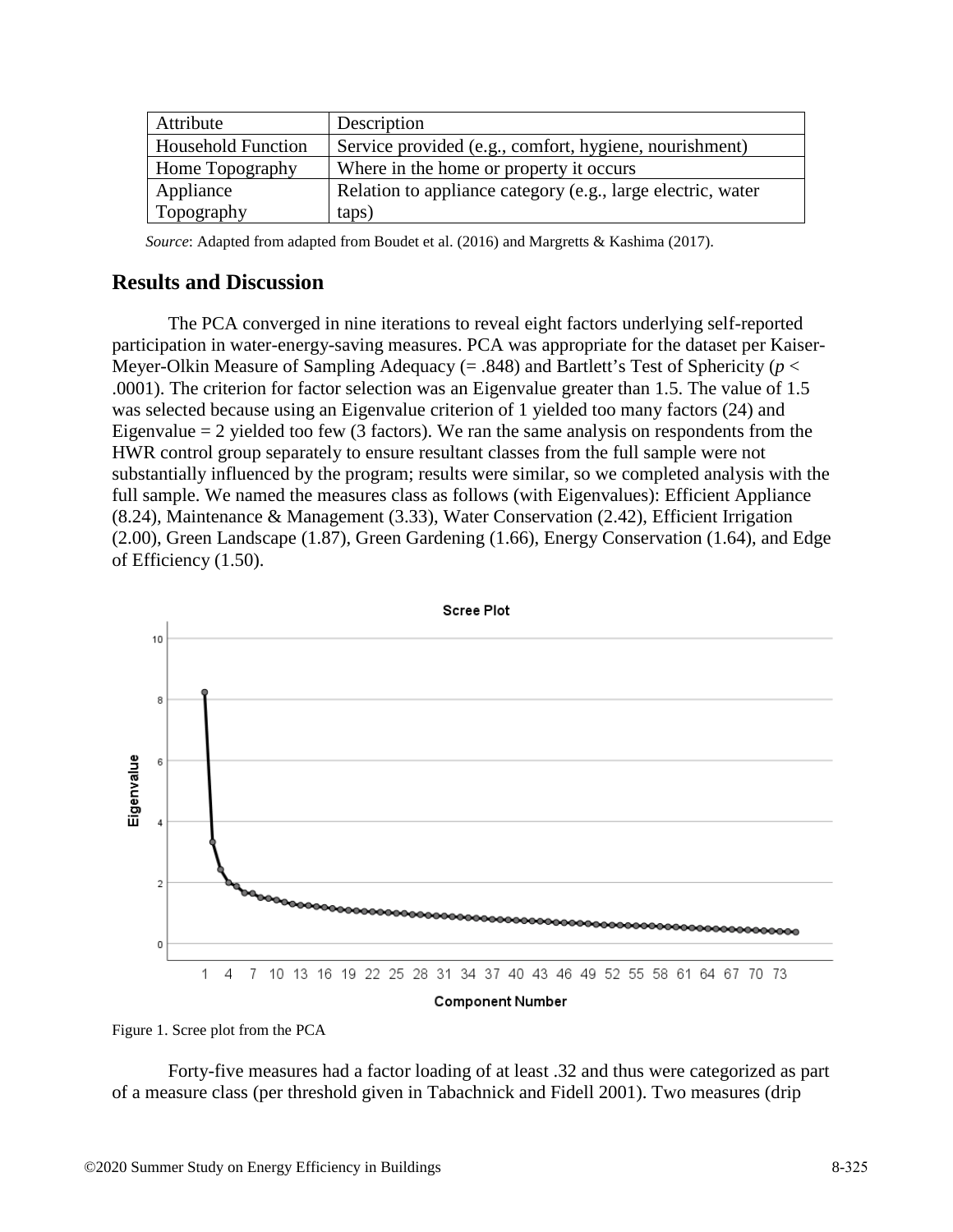| Attribute | Description |
| --- | --- |
| Household Function | Service provided (e.g., comfort, hygiene, nourishment) |
| Home Topography | Where in the home or property it occurs |
| Appliance Topography | Relation to appliance category (e.g., large electric, water taps) |

*Source*: Adapted from adapted from Boudet et al. (2016) and Margretts & Kashima (2017).

## Results and Discussion

The PCA converged in nine iterations to reveal eight factors underlying self-reported participation in water-energy-saving measures. PCA was appropriate for the dataset per Kaiser-Meyer-Olkin Measure of Sampling Adequacy (= .848) and Bartlett's Test of Sphericity ($p < .0001$). The criterion for factor selection was an Eigenvalue greater than 1.5. The value of 1.5 was selected because using an Eigenvalue criterion of 1 yielded too many factors (24) and Eigenvalue = 2 yielded too few (3 factors). We ran the same analysis on respondents from the HWR control group separately to ensure resultant classes from the full sample were not substantially influenced by the program; results were similar, so we completed analysis with the full sample. We named the measures class as follows (with Eigenvalues): Efficient Appliance (8.24), Maintenance & Management (3.33), Water Conservation (2.42), Efficient Irrigation (2.00), Green Landscape (1.87), Green Gardening (1.66), Energy Conservation (1.64), and Edge of Efficiency (1.50).

Figure 1. Scree plot from the PCA

Forty-five measures had a factor loading of at least .32 and thus were categorized as part of a measure class (per threshold given in Tabachnick and Fidell 2001). Two measures (drip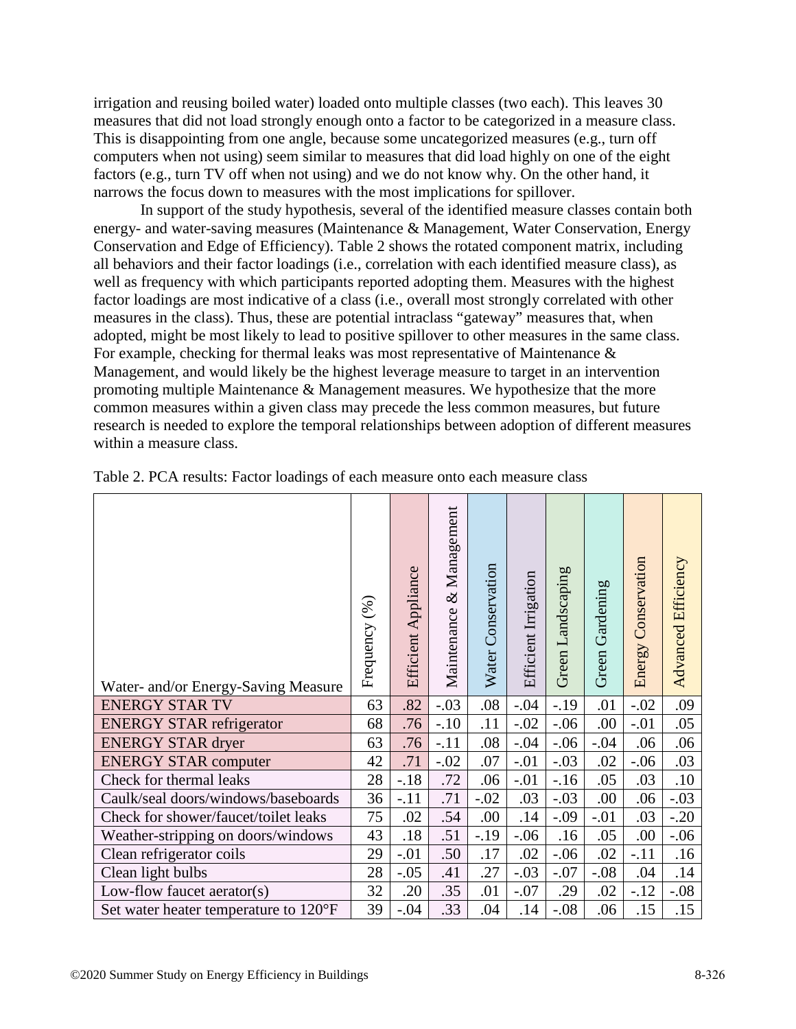irrigation and reusing boiled water) loaded onto multiple classes (two each). This leaves 30 measures that did not load strongly enough onto a factor to be categorized in a measure class. This is disappointing from one angle, because some uncategorized measures (e.g., turn off computers when not using) seem similar to measures that did load highly on one of the eight factors (e.g., turn TV off when not using) and we do not know why. On the other hand, it narrows the focus down to measures with the most implications for spillover.

In support of the study hypothesis, several of the identified measure classes contain both energy- and water-saving measures (Maintenance & Management, Water Conservation, Energy Conservation and Edge of Efficiency). Table 2 shows the rotated component matrix, including all behaviors and their factor loadings (i.e., correlation with each identified measure class), as well as frequency with which participants reported adopting them. Measures with the highest factor loadings are most indicative of a class (i.e., overall most strongly correlated with other measures in the class). Thus, these are potential intraclass "gateway" measures that, when adopted, might be most likely to lead to positive spillover to other measures in the same class. For example, checking for thermal leaks was most representative of Maintenance & Management, and would likely be the highest leverage measure to target in an intervention promoting multiple Maintenance & Management measures. We hypothesize that the more common measures within a given class may precede the less common measures, but future research is needed to explore the temporal relationships between adoption of different measures within a measure class.

Table 2. PCA results: Factor loadings of each measure onto each measure class

| Water- and/or Energy-Saving Measure | Frequency (%) | Efficient Appliance | Maintenance & Management | Water Conservation | Efficient Irrigation | Green Landscaping | Green Gardening | Energy Conservation | Advanced Efficiency |
|---|---|---|---|---|---|---|---|---|---|
| ENERGY STAR TV | 63 | .82 | -.03 | .08 | -.04 | -.19 | .01 | -.02 | .09 |
| ENERGY STAR refrigerator | 68 | .76 | -.10 | .11 | -.02 | -.06 | .00 | -.01 | .05 |
| ENERGY STAR dryer | 63 | .76 | -.11 | .08 | -.04 | -.06 | -.04 | .06 | .06 |
| ENERGY STAR computer | 42 | .71 | -.02 | .07 | -.01 | -.03 | .02 | -.06 | .03 |
| Check for thermal leaks | 28 | -.18 | .72 | .06 | -.01 | -.16 | .05 | .03 | .10 |
| Caulk/seal doors/windows/baseboards | 36 | -.11 | .71 | -.02 | .03 | -.03 | .00 | .06 | -.03 |
| Check for shower/faucet/toilet leaks | 75 | .02 | .54 | .00 | .14 | -.09 | -.01 | .03 | -.20 |
| Weather-stripping on doors/windows | 43 | .18 | .51 | -.19 | -.06 | .16 | .05 | .00 | -.06 |
| Clean refrigerator coils | 29 | -.01 | .50 | .17 | .02 | -.06 | .02 | -.11 | .16 |
| Clean light bulbs | 28 | -.05 | .41 | .27 | -.03 | -.07 | -.08 | .04 | .14 |
| Low-flow faucet aerator(s) | 32 | .20 | .35 | .01 | -.07 | .29 | .02 | -.12 | -.08 |
| Set water heater temperature to 120°F | 39 | -.04 | .33 | .04 | .14 | -.08 | .06 | .15 | .15 |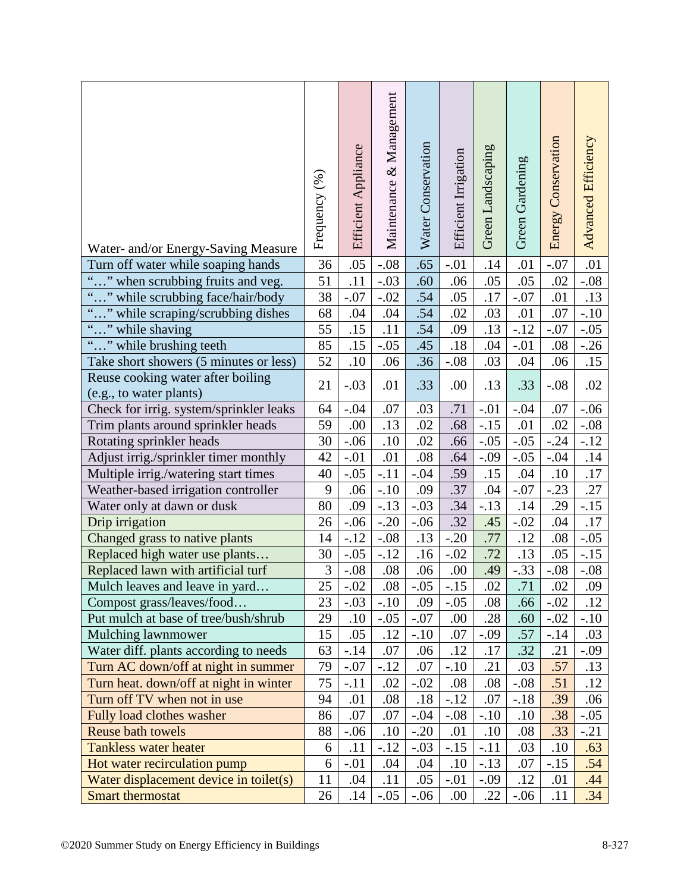| Water- and/or Energy-Saving Measure | Frequency (%) | Efficient Appliance | Maintenance & Management | Water Conservation | Efficient Irrigation | Green Landscaping | Green Gardening | Energy Conservation | Advanced Efficiency |
|---|---|---|---|---|---|---|---|---|---|
| Turn off water while soaping hands | 36 | .05 | -.08 | .65 | -.01 | .14 | .01 | -.07 | .01 |
| "…" when scrubbing fruits and veg. | 51 | .11 | -.03 | .60 | .06 | .05 | .05 | .02 | -.08 |
| "…" while scrubbing face/hair/body | 38 | -.07 | -.02 | .54 | .05 | .17 | -.07 | .01 | .13 |
| "…" while scraping/scrubbing dishes | 68 | .04 | .04 | .54 | .02 | .03 | .01 | .07 | -.10 |
| "…" while shaving | 55 | .15 | .11 | .54 | .09 | .13 | -.12 | -.07 | -.05 |
| "…" while brushing teeth | 85 | .15 | -.05 | .45 | .18 | .04 | -.01 | .08 | -.26 |
| Take short showers (5 minutes or less) | 52 | .10 | .06 | .36 | -.08 | .03 | .04 | .06 | .15 |
| Reuse cooking water after boiling (e.g., to water plants) | 21 | -.03 | .01 | .33 | .00 | .13 | .33 | -.08 | .02 |
| Check for irrig. system/sprinkler leaks | 64 | -.04 | .07 | .03 | .71 | -.01 | -.04 | .07 | -.06 |
| Trim plants around sprinkler heads | 59 | .00 | .13 | .02 | .68 | -.15 | .01 | .02 | -.08 |
| Rotating sprinkler heads | 30 | -.06 | .10 | .02 | .66 | -.05 | -.05 | -.24 | -.12 |
| Adjust irrig./sprinkler timer monthly | 42 | -.01 | .01 | .08 | .64 | -.09 | -.05 | -.04 | .14 |
| Multiple irrig./watering start times | 40 | -.05 | -.11 | -.04 | .59 | .15 | .04 | .10 | .17 |
| Weather-based irrigation controller | 9 | .06 | -.10 | .09 | .37 | .04 | -.07 | -.23 | .27 |
| Water only at dawn or dusk | 80 | .09 | -.13 | -.03 | .34 | -.13 | .14 | .29 | -.15 |
| Drip irrigation | 26 | -.06 | -.20 | -.06 | .32 | .45 | -.02 | .04 | .17 |
| Changed grass to native plants | 14 | -.12 | -.08 | .13 | -.20 | .77 | .12 | .08 | -.05 |
| Replaced high water use plants… | 30 | -.05 | -.12 | .16 | -.02 | .72 | .13 | .05 | -.15 |
| Replaced lawn with artificial turf | 3 | -.08 | .08 | .06 | .00 | .49 | -.33 | -.08 | -.08 |
| Mulch leaves and leave in yard… | 25 | -.02 | .08 | -.05 | -.15 | .02 | .71 | .02 | .09 |
| Compost grass/leaves/food… | 23 | -.03 | -.10 | .09 | -.05 | .08 | .66 | -.02 | .12 |
| Put mulch at base of tree/bush/shrub | 29 | .10 | -.05 | -.07 | .00 | .28 | .60 | -.02 | -.10 |
| Mulching lawnmower | 15 | .05 | .12 | -.10 | .07 | -.09 | .57 | -.14 | .03 |
| Water diff. plants according to needs | 63 | -.14 | .07 | .06 | .12 | .17 | .32 | .21 | -.09 |
| Turn AC down/off at night in summer | 79 | -.07 | -.12 | .07 | -.10 | .21 | .03 | .57 | .13 |
| Turn heat. down/off at night in winter | 75 | -.11 | .02 | -.02 | .08 | .08 | -.08 | .51 | .12 |
| Turn off TV when not in use | 94 | .01 | .08 | .18 | -.12 | .07 | -.18 | .39 | .06 |
| Fully load clothes washer | 86 | .07 | .07 | -.04 | -.08 | -.10 | .10 | .38 | -.05 |
| Reuse bath towels | 88 | -.06 | .10 | -.20 | .01 | .10 | .08 | .33 | -.21 |
| Tankless water heater | 6 | .11 | -.12 | -.03 | -.15 | -.11 | .03 | .10 | .63 |
| Hot water recirculation pump | 6 | -.01 | .04 | .04 | .10 | -.13 | .07 | -.15 | .54 |
| Water displacement device in toilet(s) | 11 | .04 | .11 | .05 | -.01 | -.09 | .12 | .01 | .44 |
| Smart thermostat | 26 | .14 | -.05 | -.06 | .00 | .22 | -.06 | .11 | .34 |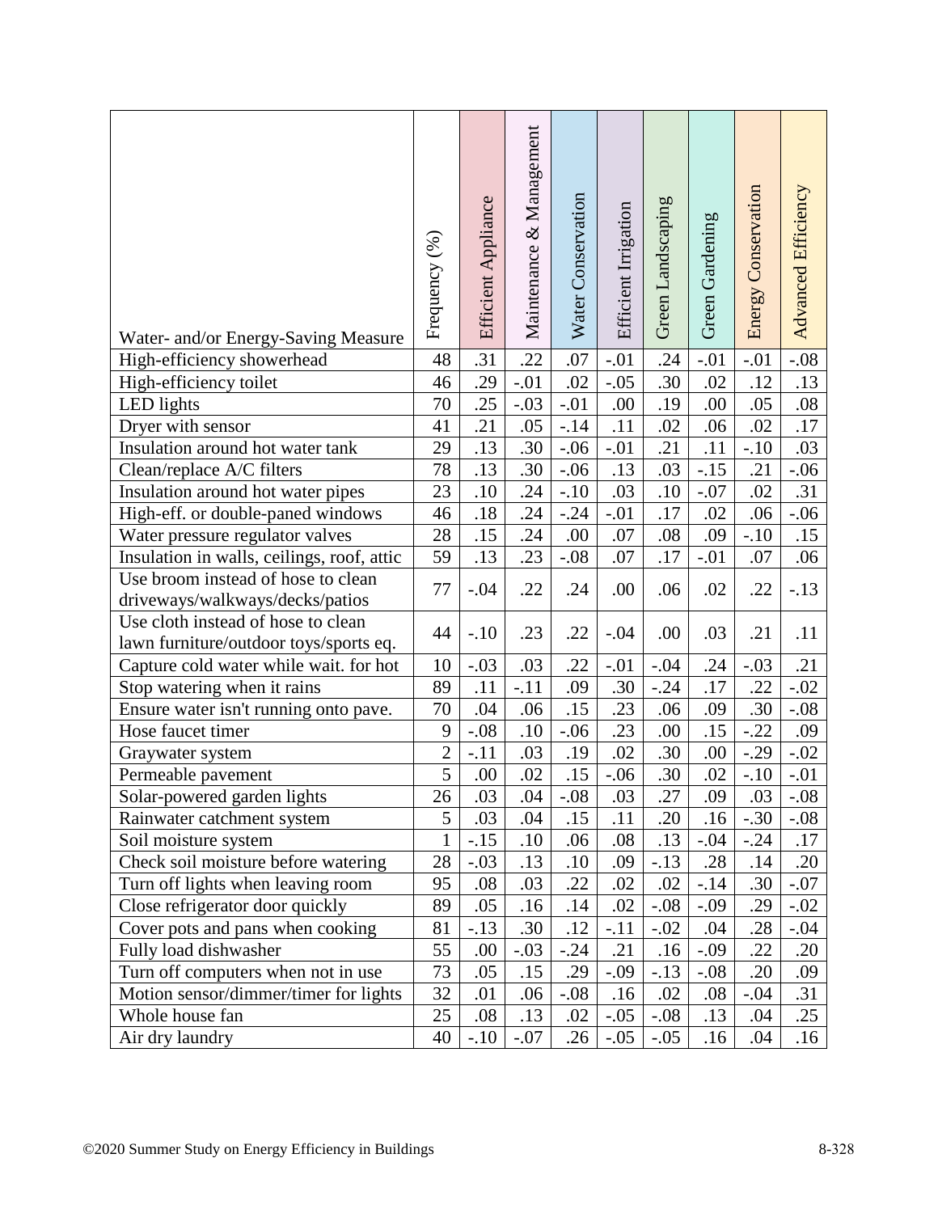| Water- and/or Energy-Saving Measure | Frequency (%) | Efficient Appliance | Maintenance & Management | Water Conservation | Efficient Irrigation | Green Landscaping | Green Gardening | Energy Conservation | Advanced Efficiency |
|---|---|---|---|---|---|---|---|---|---|
| High-efficiency showerhead | 48 | .31 | .22 | .07 | -.01 | .24 | -.01 | -.01 | -.08 |
| High-efficiency toilet | 46 | .29 | -.01 | .02 | -.05 | .30 | .02 | .12 | .13 |
| LED lights | 70 | .25 | -.03 | -.01 | .00 | .19 | .00 | .05 | .08 |
| Dryer with sensor | 41 | .21 | .05 | -.14 | .11 | .02 | .06 | .02 | .17 |
| Insulation around hot water tank | 29 | .13 | .30 | -.06 | -.01 | .21 | .11 | -.10 | .03 |
| Clean/replace A/C filters | 78 | .13 | .30 | -.06 | .13 | .03 | -.15 | .21 | -.06 |
| Insulation around hot water pipes | 23 | .10 | .24 | -.10 | .03 | .10 | -.07 | .02 | .31 |
| High-eff. or double-paned windows | 46 | .18 | .24 | -.24 | -.01 | .17 | .02 | .06 | -.06 |
| Water pressure regulator valves | 28 | .15 | .24 | .00 | .07 | .08 | .09 | -.10 | .15 |
| Insulation in walls, ceilings, roof, attic | 59 | .13 | .23 | -.08 | .07 | .17 | -.01 | .07 | .06 |
| Use broom instead of hose to clean driveways/walkways/decks/patios | 77 | -.04 | .22 | .24 | .00 | .06 | .02 | .22 | -.13 |
| Use cloth instead of hose to clean lawn furniture/outdoor toys/sports eq. | 44 | -.10 | .23 | .22 | -.04 | .00 | .03 | .21 | .11 |
| Capture cold water while wait. for hot | 10 | -.03 | .03 | .22 | -.01 | -.04 | .24 | -.03 | .21 |
| Stop watering when it rains | 89 | .11 | -.11 | .09 | .30 | -.24 | .17 | .22 | -.02 |
| Ensure water isn't running onto pave. | 70 | .04 | .06 | .15 | .23 | .06 | .09 | .30 | -.08 |
| Hose faucet timer | 9 | -.08 | .10 | -.06 | .23 | .00 | .15 | -.22 | .09 |
| Graywater system | 2 | -.11 | .03 | .19 | .02 | .30 | .00 | -.29 | -.02 |
| Permeable pavement | 5 | .00 | .02 | .15 | -.06 | .30 | .02 | -.10 | -.01 |
| Solar-powered garden lights | 26 | .03 | .04 | -.08 | .03 | .27 | .09 | .03 | -.08 |
| Rainwater catchment system | 5 | .03 | .04 | .15 | .11 | .20 | .16 | -.30 | -.08 |
| Soil moisture system | 1 | -.15 | .10 | .06 | .08 | .13 | -.04 | -.24 | .17 |
| Check soil moisture before watering | 28 | -.03 | .13 | .10 | .09 | -.13 | .28 | .14 | .20 |
| Turn off lights when leaving room | 95 | .08 | .03 | .22 | .02 | .02 | -.14 | .30 | -.07 |
| Close refrigerator door quickly | 89 | .05 | .16 | .14 | .02 | -.08 | -.09 | .29 | -.02 |
| Cover pots and pans when cooking | 81 | -.13 | .30 | .12 | -.11 | -.02 | .04 | .28 | -.04 |
| Fully load dishwasher | 55 | .00 | -.03 | -.24 | .21 | .16 | -.09 | .22 | .20 |
| Turn off computers when not in use | 73 | .05 | .15 | .29 | -.09 | -.13 | -.08 | .20 | .09 |
| Motion sensor/dimmer/timer for lights | 32 | .01 | .06 | -.08 | .16 | .02 | .08 | -.04 | .31 |
| Whole house fan | 25 | .08 | .13 | .02 | -.05 | -.08 | .13 | .04 | .25 |
| Air dry laundry | 40 | -.10 | -.07 | .26 | -.05 | -.05 | .16 | .04 | .16 |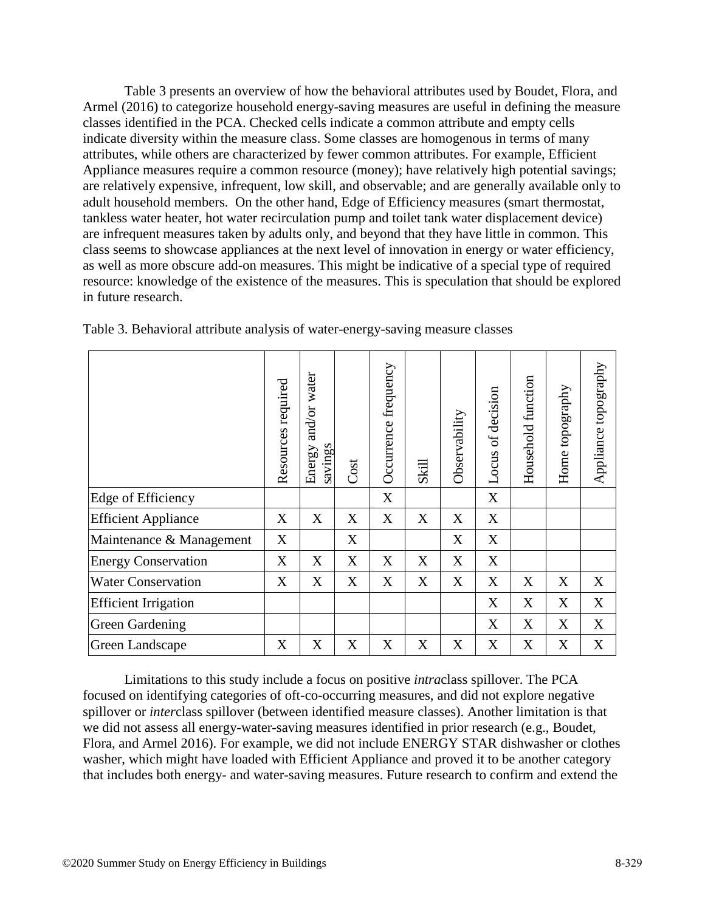Table 3 presents an overview of how the behavioral attributes used by Boudet, Flora, and Armel (2016) to categorize household energy-saving measures are useful in defining the measure classes identified in the PCA. Checked cells indicate a common attribute and empty cells indicate diversity within the measure class. Some classes are homogenous in terms of many attributes, while others are characterized by fewer common attributes. For example, Efficient Appliance measures require a common resource (money); have relatively high potential savings; are relatively expensive, infrequent, low skill, and observable; and are generally available only to adult household members. On the other hand, Edge of Efficiency measures (smart thermostat, tankless water heater, hot water recirculation pump and toilet tank water displacement device) are infrequent measures taken by adults only, and beyond that they have little in common. This class seems to showcase appliances at the next level of innovation in energy or water efficiency, as well as more obscure add-on measures. This might be indicative of a special type of required resource: knowledge of the existence of the measures. This is speculation that should be explored in future research.

Table 3. Behavioral attribute analysis of water-energy-saving measure classes

| | Resources required | Energy and/or water savings | Cost | Occurrence frequency | Skill | Observability | Locus of decision | Household function | Home topography | Appliance topography |
|---|---|---|---|---|---|---|---|---|---|---|
| Edge of Efficiency | | | | X | | | X | | | |
| Efficient Appliance | X | X | X | X | X | X | X | | | |
| Maintenance & Management | X | | X | | | X | X | | | |
| Energy Conservation | X | X | X | X | X | X | X | | | |
| Water Conservation | X | X | X | X | X | X | X | X | X | X |
| Efficient Irrigation | | | | | | | X | X | X | X |
| Green Gardening | | | | | | | X | X | X | X |
| Green Landscape | X | X | X | X | X | X | X | X | X | X |

Limitations to this study include a focus on positive *intra*class spillover. The PCA focused on identifying categories of oft-co-occurring measures, and did not explore negative spillover or *inter*class spillover (between identified measure classes). Another limitation is that we did not assess all energy-water-saving measures identified in prior research (e.g., Boudet, Flora, and Armel 2016). For example, we did not include ENERGY STAR dishwasher or clothes washer, which might have loaded with Efficient Appliance and proved it to be another category that includes both energy- and water-saving measures. Future research to confirm and extend the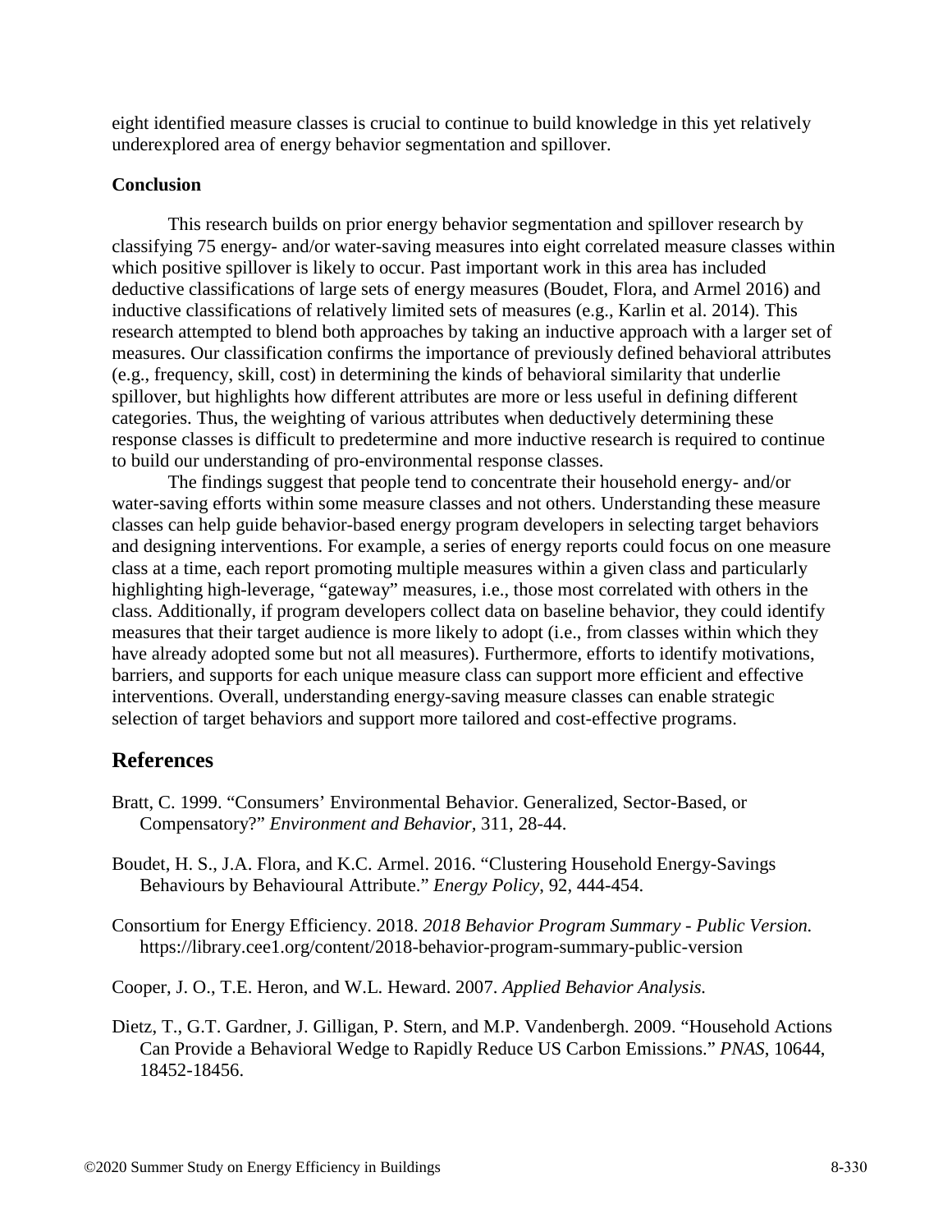eight identified measure classes is crucial to continue to build knowledge in this yet relatively underexplored area of energy behavior segmentation and spillover.

**Conclusion**

This research builds on prior energy behavior segmentation and spillover research by classifying 75 energy- and/or water-saving measures into eight correlated measure classes within which positive spillover is likely to occur. Past important work in this area has included deductive classifications of large sets of energy measures (Boudet, Flora, and Armel 2016) and inductive classifications of relatively limited sets of measures (e.g., Karlin et al. 2014). This research attempted to blend both approaches by taking an inductive approach with a larger set of measures. Our classification confirms the importance of previously defined behavioral attributes (e.g., frequency, skill, cost) in determining the kinds of behavioral similarity that underlie spillover, but highlights how different attributes are more or less useful in defining different categories. Thus, the weighting of various attributes when deductively determining these response classes is difficult to predetermine and more inductive research is required to continue to build our understanding of pro-environmental response classes.

The findings suggest that people tend to concentrate their household energy- and/or water-saving efforts within some measure classes and not others. Understanding these measure classes can help guide behavior-based energy program developers in selecting target behaviors and designing interventions. For example, a series of energy reports could focus on one measure class at a time, each report promoting multiple measures within a given class and particularly highlighting high-leverage, "gateway" measures, i.e., those most correlated with others in the class. Additionally, if program developers collect data on baseline behavior, they could identify measures that their target audience is more likely to adopt (i.e., from classes within which they have already adopted some but not all measures). Furthermore, efforts to identify motivations, barriers, and supports for each unique measure class can support more efficient and effective interventions. Overall, understanding energy-saving measure classes can enable strategic selection of target behaviors and support more tailored and cost-effective programs.

## References

Bratt, C. 1999. "Consumers' Environmental Behavior. Generalized, Sector-Based, or Compensatory?" *Environment and Behavior,* 311, 28-44.

Boudet, H. S., J.A. Flora, and K.C. Armel. 2016. "Clustering Household Energy-Savings Behaviours by Behavioural Attribute." *Energy Policy*, 92, 444-454.

Consortium for Energy Efficiency. 2018. *2018 Behavior Program Summary - Public Version.* https://library.cee1.org/content/2018-behavior-program-summary-public-version

Cooper, J. O., T.E. Heron, and W.L. Heward. 2007. *Applied Behavior Analysis.*

Dietz, T., G.T. Gardner, J. Gilligan, P. Stern, and M.P. Vandenbergh. 2009. "Household Actions Can Provide a Behavioral Wedge to Rapidly Reduce US Carbon Emissions." *PNAS*, 10644, 18452-18456.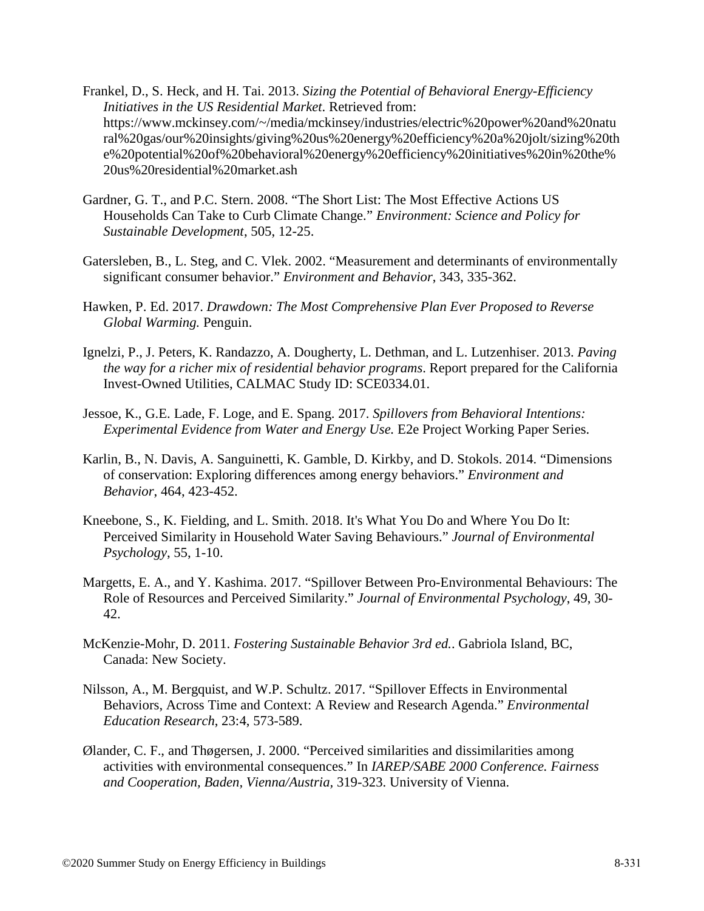Frankel, D., S. Heck, and H. Tai. 2013. *Sizing the Potential of Behavioral Energy-Efficiency Initiatives in the US Residential Market.* Retrieved from: https://www.mckinsey.com/~/media/mckinsey/industries/electric%20power%20and%20natural%20gas/our%20insights/giving%20us%20energy%20efficiency%20a%20jolt/sizing%20the%20potential%20of%20behavioral%20energy%20efficiency%20initiatives%20in%20the%20us%20residential%20market.ash

Gardner, G. T., and P.C. Stern. 2008. "The Short List: The Most Effective Actions US Households Can Take to Curb Climate Change." *Environment: Science and Policy for Sustainable Development*, 505, 12-25.

Gatersleben, B., L. Steg, and C. Vlek. 2002. "Measurement and determinants of environmentally significant consumer behavior." *Environment and Behavior*, 343, 335-362.

Hawken, P. Ed. 2017. *Drawdown: The Most Comprehensive Plan Ever Proposed to Reverse Global Warming.* Penguin.

Ignelzi, P., J. Peters, K. Randazzo, A. Dougherty, L. Dethman, and L. Lutzenhiser. 2013. *Paving the way for a richer mix of residential behavior programs*. Report prepared for the California Invest-Owned Utilities, CALMAC Study ID: SCE0334.01.

Jessoe, K., G.E. Lade, F. Loge, and E. Spang. 2017. *Spillovers from Behavioral Intentions: Experimental Evidence from Water and Energy Use.* E2e Project Working Paper Series.

Karlin, B., N. Davis, A. Sanguinetti, K. Gamble, D. Kirkby, and D. Stokols. 2014. "Dimensions of conservation: Exploring differences among energy behaviors." *Environment and Behavior*, 464, 423-452.

Kneebone, S., K. Fielding, and L. Smith. 2018. It's What You Do and Where You Do It: Perceived Similarity in Household Water Saving Behaviours." *Journal of Environmental Psychology*, 55, 1-10.

Margetts, E. A., and Y. Kashima. 2017. "Spillover Between Pro-Environmental Behaviours: The Role of Resources and Perceived Similarity." *Journal of Environmental Psychology*, 49, 30-42.

McKenzie-Mohr, D. 2011. *Fostering Sustainable Behavior 3rd ed.*. Gabriola Island, BC, Canada: New Society.

Nilsson, A., M. Bergquist, and W.P. Schultz. 2017. "Spillover Effects in Environmental Behaviors, Across Time and Context: A Review and Research Agenda." *Environmental Education Research*, 23:4, 573-589.

Ølander, C. F., and Thøgersen, J. 2000. "Perceived similarities and dissimilarities among activities with environmental consequences." In *IAREP/SABE 2000 Conference. Fairness and Cooperation, Baden, Vienna/Austria*, 319-323. University of Vienna.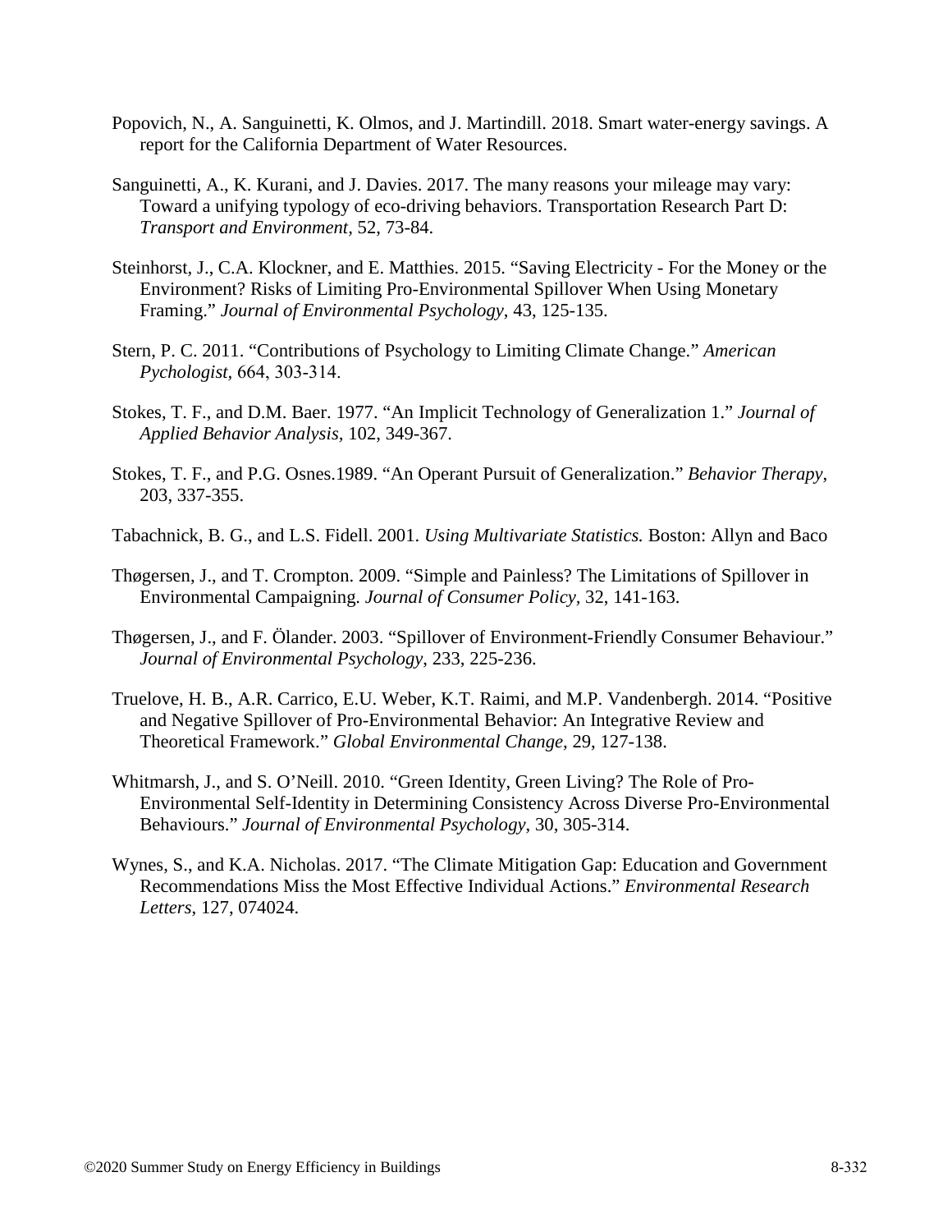Popovich, N., A. Sanguinetti, K. Olmos, and J. Martindill. 2018. Smart water-energy savings. A report for the California Department of Water Resources.

Sanguinetti, A., K. Kurani, and J. Davies. 2017. The many reasons your mileage may vary: Toward a unifying typology of eco-driving behaviors. Transportation Research Part D: *Transport and Environment,* 52, 73-84.

Steinhorst, J., C.A. Klockner, and E. Matthies. 2015. "Saving Electricity - For the Money or the Environment? Risks of Limiting Pro-Environmental Spillover When Using Monetary Framing." *Journal of Environmental Psychology*, 43, 125-135.

Stern, P. C. 2011. "Contributions of Psychology to Limiting Climate Change." *American Pychologist,* 664, 303-314.

Stokes, T. F., and D.M. Baer. 1977. "An Implicit Technology of Generalization 1." *Journal of Applied Behavior Analysis,* 102, 349-367.

Stokes, T. F., and P.G. Osnes.1989. "An Operant Pursuit of Generalization." *Behavior Therapy,* 203, 337-355.

Tabachnick, B. G., and L.S. Fidell. 2001. *Using Multivariate Statistics.* Boston: Allyn and Baco

Thøgersen, J., and T. Crompton. 2009. "Simple and Painless? The Limitations of Spillover in Environmental Campaigning. *Journal of Consumer Policy*, 32, 141-163.

Thøgersen, J., and F. Ölander. 2003. "Spillover of Environment-Friendly Consumer Behaviour." *Journal of Environmental Psychology*, 233, 225-236.

Truelove, H. B., A.R. Carrico, E.U. Weber, K.T. Raimi, and M.P. Vandenbergh. 2014. "Positive and Negative Spillover of Pro-Environmental Behavior: An Integrative Review and Theoretical Framework." *Global Environmental Change*, 29, 127-138.

Whitmarsh, J., and S. O'Neill. 2010. "Green Identity, Green Living? The Role of Pro-Environmental Self-Identity in Determining Consistency Across Diverse Pro-Environmental Behaviours." *Journal of Environmental Psychology,* 30, 305-314.

Wynes, S., and K.A. Nicholas. 2017. "The Climate Mitigation Gap: Education and Government Recommendations Miss the Most Effective Individual Actions." *Environmental Research Letters*, 127, 074024.